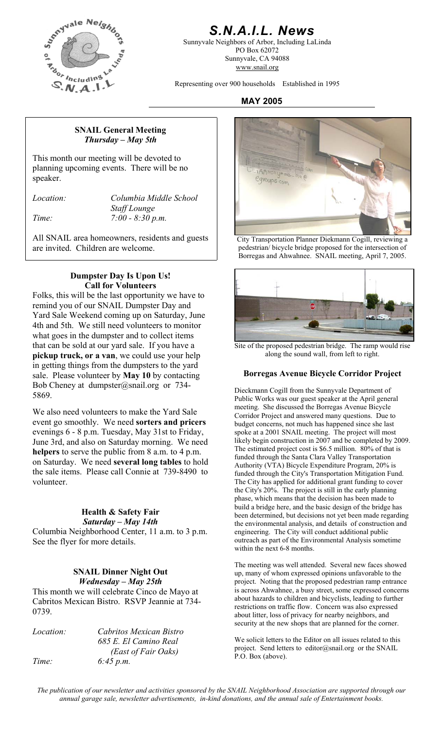# S.N.A.I.L. News

Sunnyvale Neighbors of Arbor, Including LaLinda
PO Box 62072
Sunnyvale, CA 94088
www.snail.org

Representing over 900 households Established in 1995

**MAY 2005**

## SNAIL General Meeting
***Thursday – May 5th***

This month our meeting will be devoted to planning upcoming events. There will be no speaker.

*Location:* *Columbia Middle School Staff Lounge*
*Time:* *7:00 - 8:30 p.m.*

All SNAIL area homeowners, residents and guests are invited. Children are welcome.

## Dumpster Day Is Upon Us! Call for Volunteers

Folks, this will be the last opportunity we have to remind you of our SNAIL Dumpster Day and Yard Sale Weekend coming up on Saturday, June 4th and 5th. We still need volunteers to monitor what goes in the dumpster and to collect items that can be sold at our yard sale. If you have a **pickup truck, or a van**, we could use your help in getting things from the dumpsters to the yard sale. Please volunteer by **May 10** by contacting Bob Cheney at dumpster@snail.org or 734-5869.

We also need volunteers to make the Yard Sale event go smoothly. We need **sorters and pricers** evenings 6 - 8 p.m. Tuesday, May 31st to Friday, June 3rd, and also on Saturday morning. We need **helpers** to serve the public from 8 a.m. to 4 p.m. on Saturday. We need **several long tables** to hold the sale items. Please call Connie at 739-8490 to volunteer.

## Health & Safety Fair
***Saturday – May 14th***

Columbia Neighborhood Center, 11 a.m. to 3 p.m. See the flyer for more details.

## SNAIL Dinner Night Out
***Wednesday – May 25th***

This month we will celebrate Cinco de Mayo at Cabritos Mexican Bistro. RSVP Jeannie at 734-0739.

*Location:* *Cabritos Mexican Bistro, 685 E. El Camino Real (East of Fair Oaks)*
*Time:* *6:45 p.m.*

City Transportation Planner Diekmann Cogill, reviewing a pedestrian/ bicycle bridge proposed for the intersection of Borregas and Ahwahnee. SNAIL meeting, April 7, 2005.

Site of the proposed pedestrian bridge. The ramp would rise along the sound wall, from left to right.

## Borregas Avenue Bicycle Corridor Project

Dieckmann Cogill from the Sunnyvale Department of Public Works was our guest speaker at the April general meeting. She discussed the Borregas Avenue Bicycle Corridor Project and answered many questions. Due to budget concerns, not much has happened since she last spoke at a 2001 SNAIL meeting. The project will most likely begin construction in 2007 and be completed by 2009. The estimated project cost is $6.5 million. 80% of that is funded through the Santa Clara Valley Transportation Authority (VTA) Bicycle Expenditure Program, 20% is funded through the City's Transportation Mitigation Fund. The City has applied for additional grant funding to cover the City's 20%. The project is still in the early planning phase, which means that the decision has been made to build a bridge here, and the basic design of the bridge has been determined, but decisions not yet been made regarding the environmental analysis, and details of construction and engineering. The City will conduct additional public outreach as part of the Environmental Analysis sometime within the next 6-8 months.

The meeting was well attended. Several new faces showed up, many of whom expressed opinions unfavorable to the project. Noting that the proposed pedestrian ramp entrance is across Ahwahnee, a busy street, some expressed concerns about hazards to children and bicyclists, leading to further restrictions on traffic flow. Concern was also expressed about litter, loss of privacy for nearby neighbors, and security at the new shops that are planned for the corner.

We solicit letters to the Editor on all issues related to this project. Send letters to editor@snail.org or the SNAIL P.O. Box (above).

*The publication of our newsletter and activities sponsored by the SNAIL Neighborhood Association are supported through our annual garage sale, newsletter advertisements, in-kind donations, and the annual sale of Entertainment books.*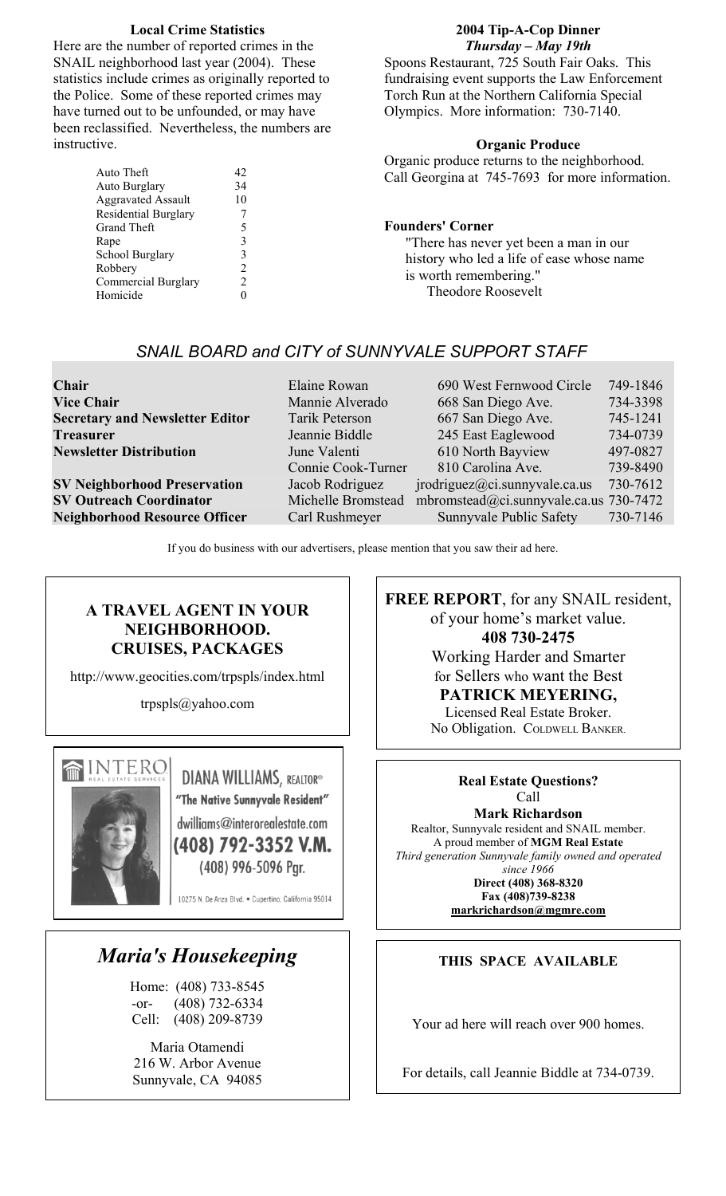### Local Crime Statistics

Here are the number of reported crimes in the SNAIL neighborhood last year (2004). These statistics include crimes as originally reported to the Police. Some of these reported crimes may have turned out to be unfounded, or may have been reclassified. Nevertheless, the numbers are instructive.

| | |
|---|---|
| Auto Theft | 42 |
| Auto Burglary | 34 |
| Aggravated Assault | 10 |
| Residential Burglary | 7 |
| Grand Theft | 5 |
| Rape | 3 |
| School Burglary | 3 |
| Robbery | 2 |
| Commercial Burglary | 2 |
| Homicide | 0 |

### 2004 Tip-A-Cop Dinner

***Thursday – May 19th***

Spoons Restaurant, 725 South Fair Oaks. This fundraising event supports the Law Enforcement Torch Run at the Northern California Special Olympics. More information: 730-7140.

### Organic Produce

Organic produce returns to the neighborhood. Call Georgina at 745-7693 for more information.

### Founders' Corner

"There has never yet been a man in our history who led a life of ease whose name is worth remembering."
Theodore Roosevelt

## *SNAIL BOARD and CITY of SUNNYVALE SUPPORT STAFF*

| | | | |
|---|---|---|---|
| **Chair** | Elaine Rowan | 690 West Fernwood Circle | 749-1846 |
| **Vice Chair** | Mannie Alverado | 668 San Diego Ave. | 734-3398 |
| **Secretary and Newsletter Editor** | Tarik Peterson | 667 San Diego Ave. | 745-1241 |
| **Treasurer** | Jeannie Biddle | 245 East Eaglewood | 734-0739 |
| **Newsletter Distribution** | June Valenti | 610 North Bayview | 497-0827 |
| | Connie Cook-Turner | 810 Carolina Ave. | 739-8490 |
| **SV Neighborhood Preservation** | Jacob Rodriguez | jrodriguez@ci.sunnyvale.ca.us | 730-7612 |
| **SV Outreach Coordinator** | Michelle Bromstead | mbromstead@ci.sunnyvale.ca.us | 730-7472 |
| **Neighborhood Resource Officer** | Carl Rushmeyer | Sunnyvale Public Safety | 730-7146 |

If you do business with our advertisers, please mention that you saw their ad here.

---

**A TRAVEL AGENT IN YOUR NEIGHBORHOOD. CRUISES, PACKAGES**

http://www.geocities.com/trpspls/index.html

trpspls@yahoo.com

---

**FREE REPORT**, for any SNAIL resident, of your home's market value.
**408 730-2475**
Working Harder and Smarter for Sellers who want the Best
**PATRICK MEYERING,**
Licensed Real Estate Broker.
No Obligation. COLDWELL BANKER.

---

INTERO REAL ESTATE SERVICES

DIANA WILLIAMS, REALTOR®
"The Native Sunnyvale Resident"
dwilliams@interorealestate.com
**(408) 792-3352 V.M.**
(408) 996-5096 Pgr.

10275 N. De Anza Blvd. • Cupertino, California 95014

---

**Real Estate Questions?**
Call
**Mark Richardson**
Realtor, Sunnyvale resident and SNAIL member.
A proud member of **MGM Real Estate**
*Third generation Sunnyvale family owned and operated since 1966*
**Direct (408) 368-8320**
**Fax (408)739-8238**
**markrichardson@mgmre.com**

---

## *Maria's Housekeeping*

Home: (408) 733-8545
-or- (408) 732-6334
Cell: (408) 209-8739

Maria Otamendi
216 W. Arbor Avenue
Sunnyvale, CA 94085

---

**THIS SPACE AVAILABLE**

Your ad here will reach over 900 homes.

For details, call Jeannie Biddle at 734-0739.